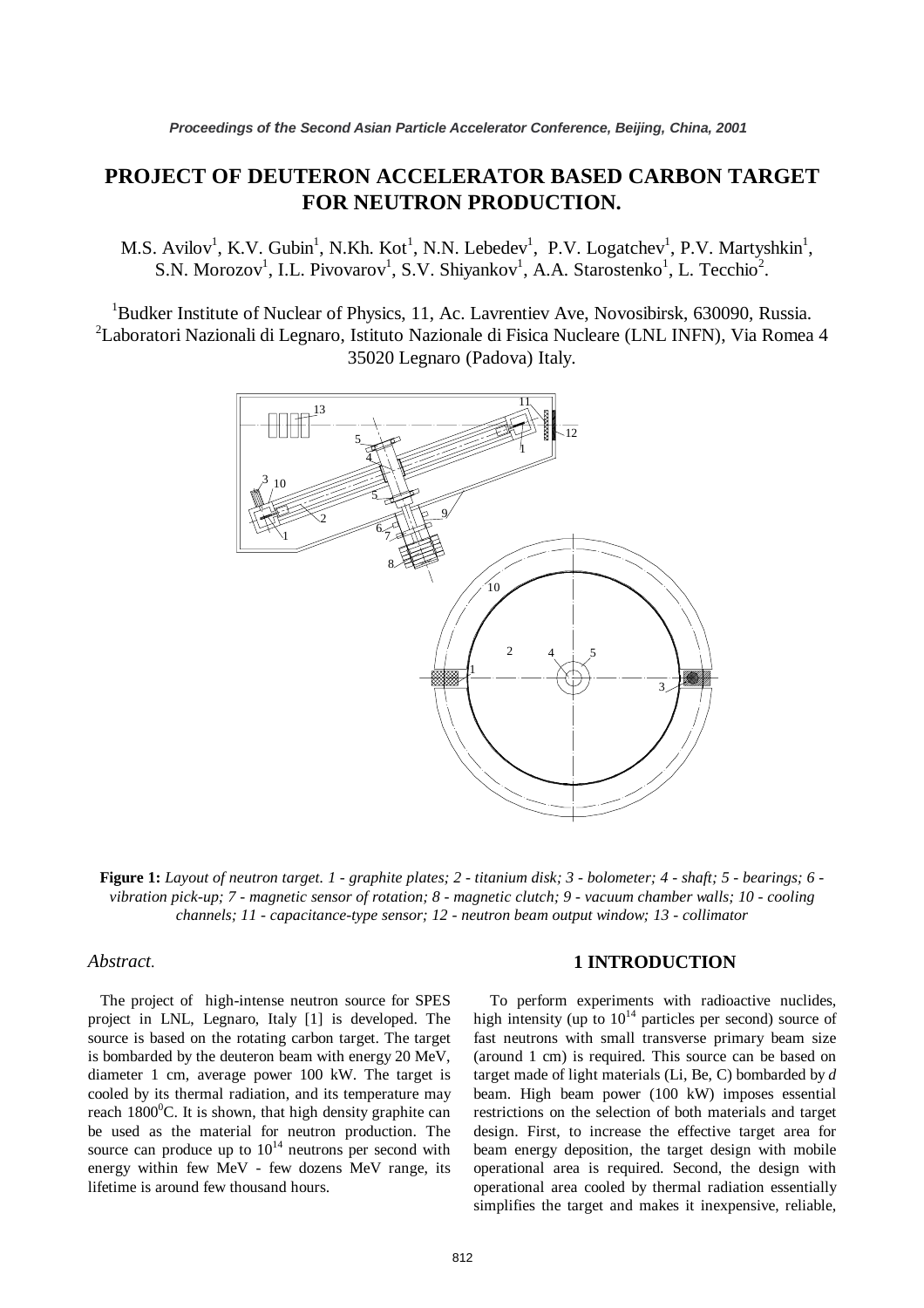# PROJECT OF DEUTERON ACCELERATOR BASED CARBON TARGET FOR NEUTRON PRODUCTION.

M.S. Avilov[1], K.V. Gubin[1], N.Kh. Kot[1], N.N. Lebedev[1], P.V. Logatchev[1], P.V. Martyshkin[1], S.N. Morozov[1], I.L. Pivovarov[1], S.V. Shiyankov[1], A.A. Starostenko[1], L. Tecchio[2].

[1]Budker Institute of Nuclear of Physics, 11, Ac. Lavrentiev Ave, Novosibirsk, 630090, Russia.
[2]Laboratori Nazionali di Legnaro, Istituto Nazionale di Fisica Nucleare (LNL INFN), Via Romea 4 35020 Legnaro (Padova) Italy.

**Figure 1:** *Layout of neutron target. 1 - graphite plates; 2 - titanium disk; 3 - bolometer; 4 - shaft; 5 - bearings; 6 - vibration pick-up; 7 - magnetic sensor of rotation; 8 - magnetic clutch; 9 - vacuum chamber walls; 10 - cooling channels; 11 - capacitance-type sensor; 12 - neutron beam output window; 13 - collimator*

*Abstract.*

The project of high-intense neutron source for SPES project in LNL, Legnaro, Italy [1] is developed. The source is based on the rotating carbon target. The target is bombarded by the deuteron beam with energy 20 MeV, diameter 1 cm, average power 100 kW. The target is cooled by its thermal radiation, and its temperature may reach 1800$^0$C. It is shown, that high density graphite can be used as the material for neutron production. The source can produce up to $10^{14}$ neutrons per second with energy within few MeV - few dozens MeV range, its lifetime is around few thousand hours.

## 1 INTRODUCTION

To perform experiments with radioactive nuclides, high intensity (up to $10^{14}$ particles per second) source of fast neutrons with small transverse primary beam size (around 1 cm) is required. This source can be based on target made of light materials (Li, Be, C) bombarded by *d* beam. High beam power (100 kW) imposes essential restrictions on the selection of both materials and target design. First, to increase the effective target area for beam energy deposition, the target design with mobile operational area is required. Second, the design with operational area cooled by thermal radiation essentially simplifies the target and makes it inexpensive, reliable,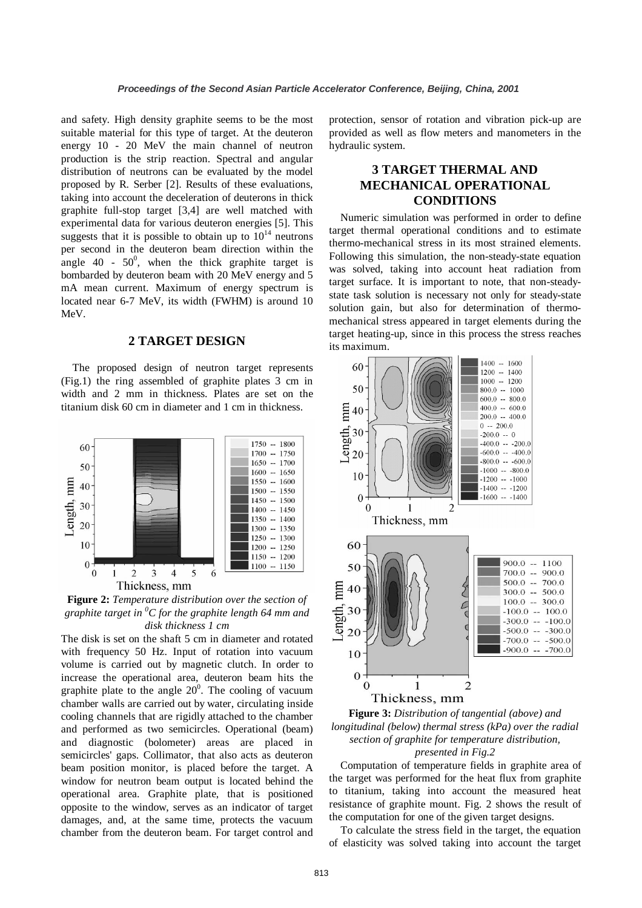and safety. High density graphite seems to be the most suitable material for this type of target. At the deuteron energy 10 - 20 MeV the main channel of neutron production is the strip reaction. Spectral and angular distribution of neutrons can be evaluated by the model proposed by R. Serber [2]. Results of these evaluations, taking into account the deceleration of deuterons in thick graphite full-stop target [3,4] are well matched with experimental data for various deuteron energies [5]. This suggests that it is possible to obtain up to $10^{14}$ neutrons per second in the deuteron beam direction within the angle 40 - $50^0$, when the thick graphite target is bombarded by deuteron beam with 20 MeV energy and 5 mA mean current. Maximum of energy spectrum is located near 6-7 MeV, its width (FWHM) is around 10 MeV.

## 2 TARGET DESIGN

The proposed design of neutron target represents (Fig.1) the ring assembled of graphite plates 3 cm in width and 2 mm in thickness. Plates are set on the titanium disk 60 cm in diameter and 1 cm in thickness.

**Figure 2:** *Temperature distribution over the section of graphite target in $^0C$ for the graphite length 64 mm and disk thickness 1 cm*

The disk is set on the shaft 5 cm in diameter and rotated with frequency 50 Hz. Input of rotation into vacuum volume is carried out by magnetic clutch. In order to increase the operational area, deuteron beam hits the graphite plate to the angle $20^0$. The cooling of vacuum chamber walls are carried out by water, circulating inside cooling channels that are rigidly attached to the chamber and performed as two semicircles. Operational (beam) and diagnostic (bolometer) areas are placed in semicircles' gaps. Collimator, that also acts as deuteron beam position monitor, is placed before the target. A window for neutron beam output is located behind the operational area. Graphite plate, that is positioned opposite to the window, serves as an indicator of target damages, and, at the same time, protects the vacuum chamber from the deuteron beam. For target control and protection, sensor of rotation and vibration pick-up are provided as well as flow meters and manometers in the hydraulic system.

## 3 TARGET THERMAL AND MECHANICAL OPERATIONAL CONDITIONS

Numeric simulation was performed in order to define target thermal operational conditions and to estimate thermo-mechanical stress in its most strained elements. Following this simulation, the non-steady-state equation was solved, taking into account heat radiation from target surface. It is important to note, that non-steady-state task solution is necessary not only for steady-state solution gain, but also for determination of thermo-mechanical stress appeared in target elements during the target heating-up, since in this process the stress reaches its maximum.

**Figure 3:** *Distribution of tangential (above) and longitudinal (below) thermal stress (kPa) over the radial section of graphite for temperature distribution, presented in Fig.2*

Computation of temperature fields in graphite area of the target was performed for the heat flux from graphite to titanium, taking into account the measured heat resistance of graphite mount. Fig. 2 shows the result of the computation for one of the given target designs.

To calculate the stress field in the target, the equation of elasticity was solved taking into account the target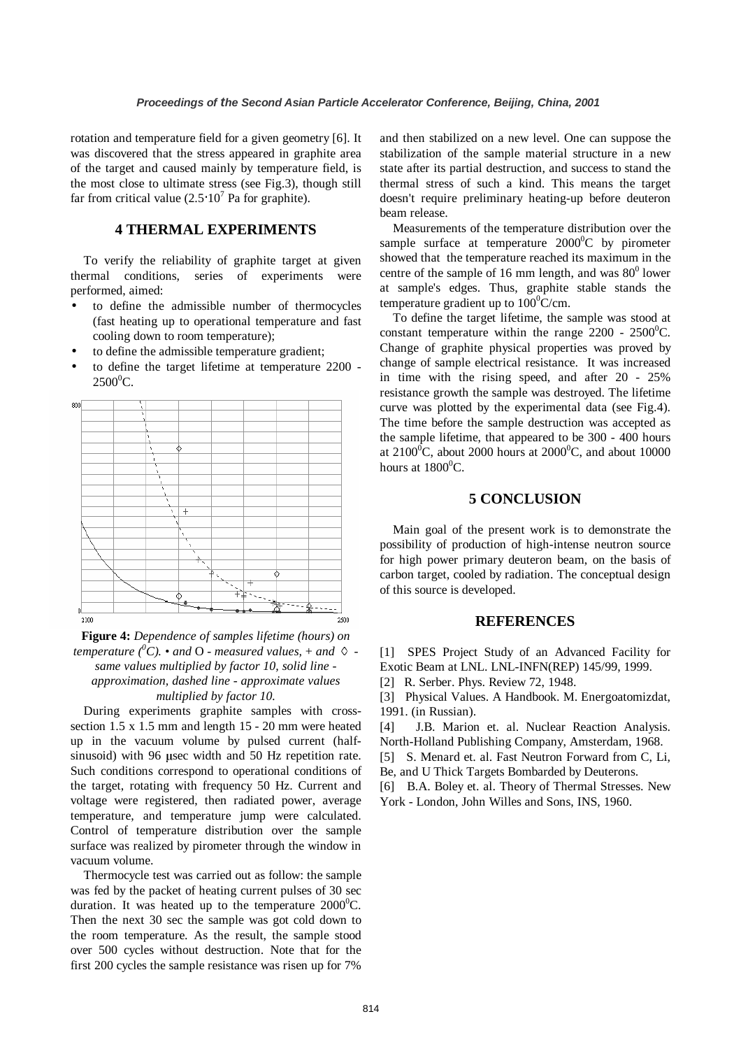rotation and temperature field for a given geometry [6]. It was discovered that the stress appeared in graphite area of the target and caused mainly by temperature field, is the most close to ultimate stress (see Fig.3), though still far from critical value ($2.5 \cdot 10^7$ Pa for graphite).

## 4 THERMAL EXPERIMENTS

To verify the reliability of graphite target at given thermal conditions, series of experiments were performed, aimed:

- to define the admissible number of thermocycles (fast heating up to operational temperature and fast cooling down to room temperature);
- to define the admissible temperature gradient;
- to define the target lifetime at temperature 2200 - 2500$^0$C.

800

0

2100

2500

**Figure 4:** *Dependence of samples lifetime (hours) on temperature ($^0C$). • and O - measured values, + and ◇ - same values multiplied by factor 10, solid line - approximation, dashed line - approximate values multiplied by factor 10.*

During experiments graphite samples with cross-section 1.5 x 1.5 mm and length 15 - 20 mm were heated up in the vacuum volume by pulsed current (half-sinusoid) with 96 μsec width and 50 Hz repetition rate. Such conditions correspond to operational conditions of the target, rotating with frequency 50 Hz. Current and voltage were registered, then radiated power, average temperature, and temperature jump were calculated. Control of temperature distribution over the sample surface was realized by pirometer through the window in vacuum volume.

Thermocycle test was carried out as follow: the sample was fed by the packet of heating current pulses of 30 sec duration. It was heated up to the temperature 2000$^0$C. Then the next 30 sec the sample was got cold down to the room temperature. As the result, the sample stood over 500 cycles without destruction. Note that for the first 200 cycles the sample resistance was risen up for 7% and then stabilized on a new level. One can suppose the stabilization of the sample material structure in a new state after its partial destruction, and success to stand the thermal stress of such a kind. This means the target doesn't require preliminary heating-up before deuteron beam release.

Measurements of the temperature distribution over the sample surface at temperature 2000$^0$C by pirometer showed that the temperature reached its maximum in the centre of the sample of 16 mm length, and was 80$^0$ lower at sample's edges. Thus, graphite stable stands the temperature gradient up to 100$^0$C/cm.

To define the target lifetime, the sample was stood at constant temperature within the range 2200 - 2500$^0$C. Change of graphite physical properties was proved by change of sample electrical resistance. It was increased in time with the rising speed, and after 20 - 25% resistance growth the sample was destroyed. The lifetime curve was plotted by the experimental data (see Fig.4). The time before the sample destruction was accepted as the sample lifetime, that appeared to be 300 - 400 hours at 2100$^0$C, about 2000 hours at 2000$^0$C, and about 10000 hours at 1800$^0$C.

## 5 CONCLUSION

Main goal of the present work is to demonstrate the possibility of production of high-intense neutron source for high power primary deuteron beam, on the basis of carbon target, cooled by radiation. The conceptual design of this source is developed.

## REFERENCES

[1] SPES Project Study of an Advanced Facility for Exotic Beam at LNL. LNL-INFN(REP) 145/99, 1999.

[2] R. Serber. Phys. Review 72, 1948.

[3] Physical Values. A Handbook. M. Energoatomizdat, 1991. (in Russian).

[4] J.B. Marion et. al. Nuclear Reaction Analysis. North-Holland Publishing Company, Amsterdam, 1968.

[5] S. Menard et. al. Fast Neutron Forward from C, Li, Be, and U Thick Targets Bombarded by Deuterons.

[6] B.A. Boley et. al. Theory of Thermal Stresses. New York - London, John Willes and Sons, INS, 1960.